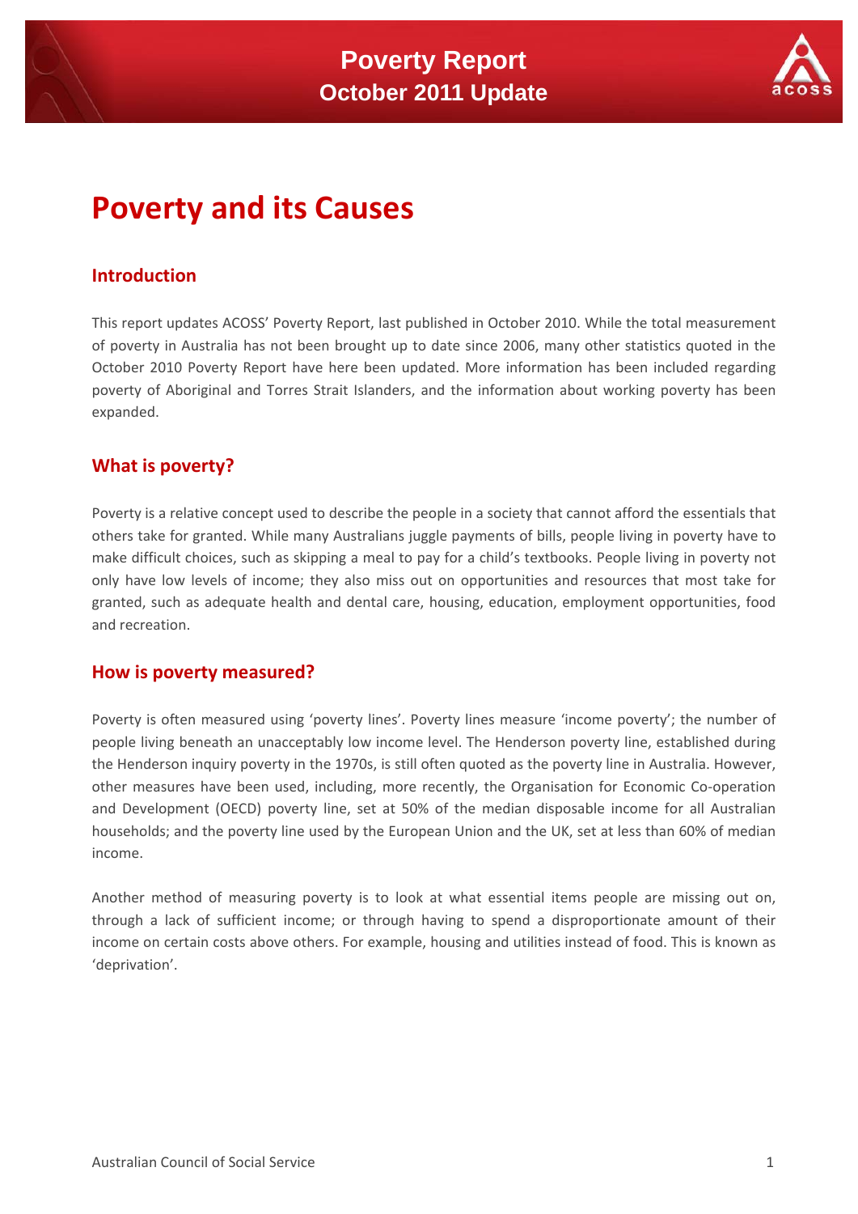# Poverty Report
## October 2011 Update

# Poverty and its Causes

## Introduction

This report updates ACOSS' Poverty Report, last published in October 2010. While the total measurement of poverty in Australia has not been brought up to date since 2006, many other statistics quoted in the October 2010 Poverty Report have here been updated. More information has been included regarding poverty of Aboriginal and Torres Strait Islanders, and the information about working poverty has been expanded.

## What is poverty?

Poverty is a relative concept used to describe the people in a society that cannot afford the essentials that others take for granted. While many Australians juggle payments of bills, people living in poverty have to make difficult choices, such as skipping a meal to pay for a child's textbooks. People living in poverty not only have low levels of income; they also miss out on opportunities and resources that most take for granted, such as adequate health and dental care, housing, education, employment opportunities, food and recreation.

## How is poverty measured?

Poverty is often measured using 'poverty lines'. Poverty lines measure 'income poverty'; the number of people living beneath an unacceptably low income level. The Henderson poverty line, established during the Henderson inquiry poverty in the 1970s, is still often quoted as the poverty line in Australia. However, other measures have been used, including, more recently, the Organisation for Economic Co-operation and Development (OECD) poverty line, set at 50% of the median disposable income for all Australian households; and the poverty line used by the European Union and the UK, set at less than 60% of median income.

Another method of measuring poverty is to look at what essential items people are missing out on, through a lack of sufficient income; or through having to spend a disproportionate amount of their income on certain costs above others. For example, housing and utilities instead of food. This is known as 'deprivation'.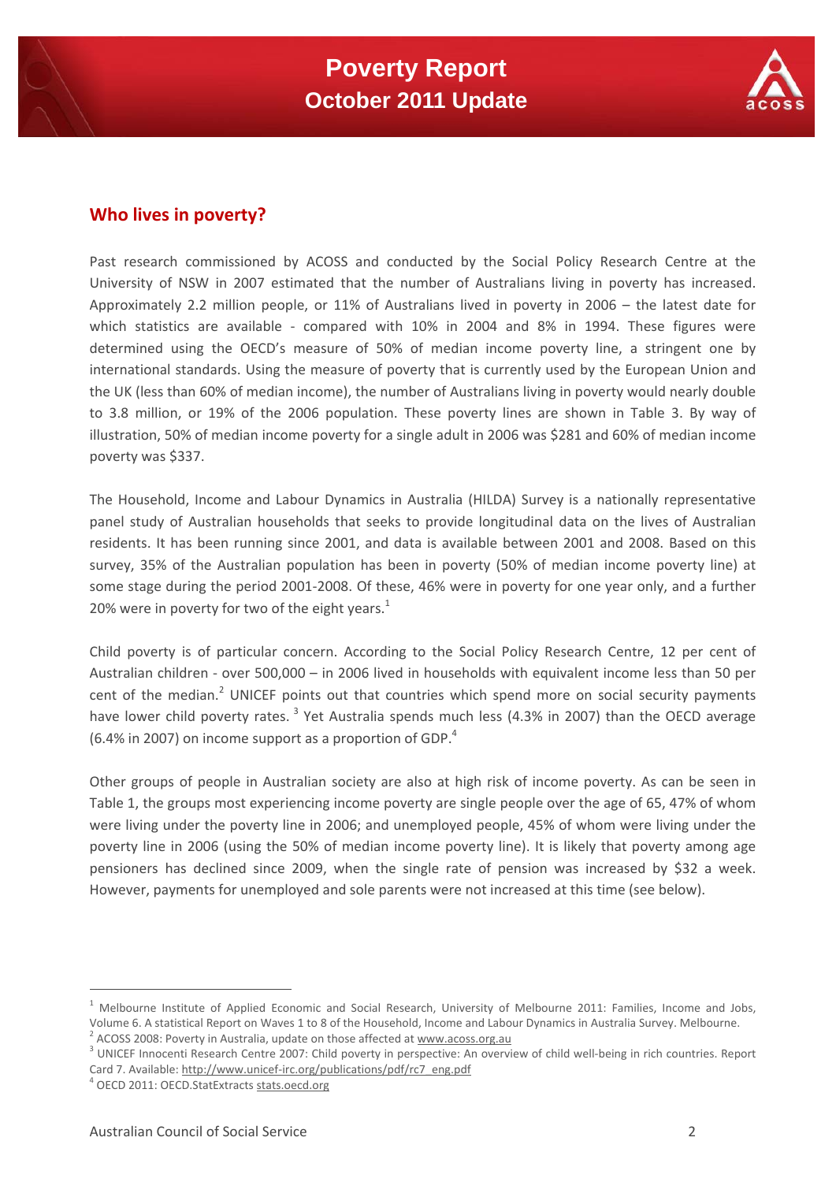## Who lives in poverty?

Past research commissioned by ACOSS and conducted by the Social Policy Research Centre at the University of NSW in 2007 estimated that the number of Australians living in poverty has increased. Approximately 2.2 million people, or 11% of Australians lived in poverty in 2006 – the latest date for which statistics are available - compared with 10% in 2004 and 8% in 1994. These figures were determined using the OECD's measure of 50% of median income poverty line, a stringent one by international standards. Using the measure of poverty that is currently used by the European Union and the UK (less than 60% of median income), the number of Australians living in poverty would nearly double to 3.8 million, or 19% of the 2006 population. These poverty lines are shown in Table 3. By way of illustration, 50% of median income poverty for a single adult in 2006 was $281 and 60% of median income poverty was $337.

The Household, Income and Labour Dynamics in Australia (HILDA) Survey is a nationally representative panel study of Australian households that seeks to provide longitudinal data on the lives of Australian residents. It has been running since 2001, and data is available between 2001 and 2008. Based on this survey, 35% of the Australian population has been in poverty (50% of median income poverty line) at some stage during the period 2001-2008. Of these, 46% were in poverty for one year only, and a further 20% were in poverty for two of the eight years.[1]

Child poverty is of particular concern. According to the Social Policy Research Centre, 12 per cent of Australian children - over 500,000 – in 2006 lived in households with equivalent income less than 50 per cent of the median.[2] UNICEF points out that countries which spend more on social security payments have lower child poverty rates. [3] Yet Australia spends much less (4.3% in 2007) than the OECD average (6.4% in 2007) on income support as a proportion of GDP.[4]

Other groups of people in Australian society are also at high risk of income poverty. As can be seen in Table 1, the groups most experiencing income poverty are single people over the age of 65, 47% of whom were living under the poverty line in 2006; and unemployed people, 45% of whom were living under the poverty line in 2006 (using the 50% of median income poverty line). It is likely that poverty among age pensioners has declined since 2009, when the single rate of pension was increased by $32 a week. However, payments for unemployed and sole parents were not increased at this time (see below).

---

[1] Melbourne Institute of Applied Economic and Social Research, University of Melbourne 2011: Families, Income and Jobs, Volume 6. A statistical Report on Waves 1 to 8 of the Household, Income and Labour Dynamics in Australia Survey. Melbourne.

[2] ACOSS 2008: Poverty in Australia, update on those affected at www.acoss.org.au

[3] UNICEF Innocenti Research Centre 2007: Child poverty in perspective: An overview of child well-being in rich countries. Report Card 7. Available: http://www.unicef-irc.org/publications/pdf/rc7_eng.pdf

[4] OECD 2011: OECD.StatExtracts stats.oecd.org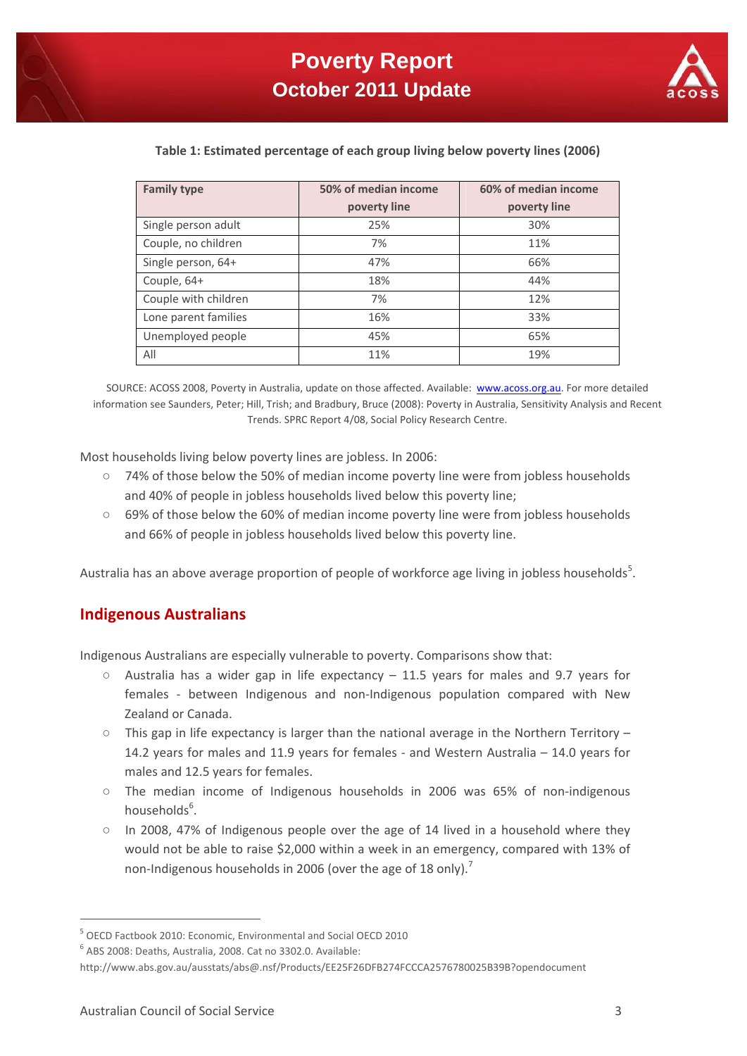**Table 1: Estimated percentage of each group living below poverty lines (2006)**

| Family type | 50% of median income poverty line | 60% of median income poverty line |
|---|---|---|
| Single person adult | 25% | 30% |
| Couple, no children | 7% | 11% |
| Single person, 64+ | 47% | 66% |
| Couple, 64+ | 18% | 44% |
| Couple with children | 7% | 12% |
| Lone parent families | 16% | 33% |
| Unemployed people | 45% | 65% |
| All | 11% | 19% |

SOURCE: ACOSS 2008, Poverty in Australia, update on those affected. Available: www.acoss.org.au. For more detailed information see Saunders, Peter; Hill, Trish; and Bradbury, Bruce (2008): Poverty in Australia, Sensitivity Analysis and Recent Trends. SPRC Report 4/08, Social Policy Research Centre.

Most households living below poverty lines are jobless. In 2006:

- 74% of those below the 50% of median income poverty line were from jobless households and 40% of people in jobless households lived below this poverty line;
- 69% of those below the 60% of median income poverty line were from jobless households and 66% of people in jobless households lived below this poverty line.

Australia has an above average proportion of people of workforce age living in jobless households[5].

## Indigenous Australians

Indigenous Australians are especially vulnerable to poverty. Comparisons show that:

- Australia has a wider gap in life expectancy – 11.5 years for males and 9.7 years for females - between Indigenous and non-Indigenous population compared with New Zealand or Canada.
- This gap in life expectancy is larger than the national average in the Northern Territory – 14.2 years for males and 11.9 years for females - and Western Australia – 14.0 years for males and 12.5 years for females.
- The median income of Indigenous households in 2006 was 65% of non-indigenous households[6].
- In 2008, 47% of Indigenous people over the age of 14 lived in a household where they would not be able to raise $2,000 within a week in an emergency, compared with 13% of non-Indigenous households in 2006 (over the age of 18 only).[7]

---

[5] OECD Factbook 2010: Economic, Environmental and Social OECD 2010

[6] ABS 2008: Deaths, Australia, 2008. Cat no 3302.0. Available: http://www.abs.gov.au/ausstats/abs@.nsf/Products/EE25F26DFB274FCCCA2576780025B39B?opendocument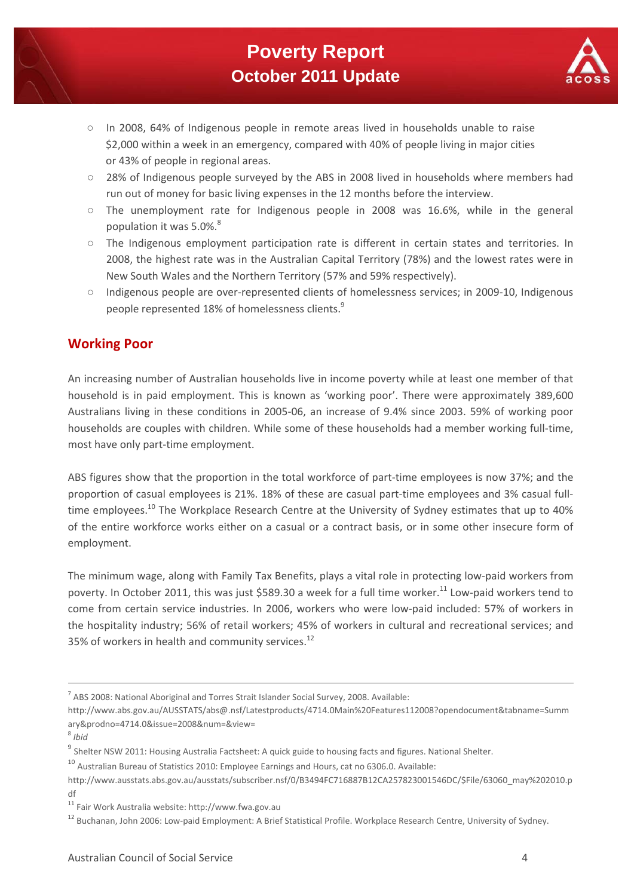- In 2008, 64% of Indigenous people in remote areas lived in households unable to raise $2,000 within a week in an emergency, compared with 40% of people living in major cities or 43% of people in regional areas.
- 28% of Indigenous people surveyed by the ABS in 2008 lived in households where members had run out of money for basic living expenses in the 12 months before the interview.
- The unemployment rate for Indigenous people in 2008 was 16.6%, while in the general population it was 5.0%.[8]
- The Indigenous employment participation rate is different in certain states and territories. In 2008, the highest rate was in the Australian Capital Territory (78%) and the lowest rates were in New South Wales and the Northern Territory (57% and 59% respectively).
- Indigenous people are over-represented clients of homelessness services; in 2009-10, Indigenous people represented 18% of homelessness clients.[9]

## Working Poor

An increasing number of Australian households live in income poverty while at least one member of that household is in paid employment. This is known as 'working poor'. There were approximately 389,600 Australians living in these conditions in 2005-06, an increase of 9.4% since 2003. 59% of working poor households are couples with children. While some of these households had a member working full-time, most have only part-time employment.

ABS figures show that the proportion in the total workforce of part-time employees is now 37%; and the proportion of casual employees is 21%. 18% of these are casual part-time employees and 3% casual full-time employees.[10] The Workplace Research Centre at the University of Sydney estimates that up to 40% of the entire workforce works either on a casual or a contract basis, or in some other insecure form of employment.

The minimum wage, along with Family Tax Benefits, plays a vital role in protecting low-paid workers from poverty. In October 2011, this was just $589.30 a week for a full time worker.[11] Low-paid workers tend to come from certain service industries. In 2006, workers who were low-paid included: 57% of workers in the hospitality industry; 56% of retail workers; 45% of workers in cultural and recreational services; and 35% of workers in health and community services.[12]

---

[7] ABS 2008: National Aboriginal and Torres Strait Islander Social Survey, 2008. Available: http://www.abs.gov.au/AUSSTATS/abs@.nsf/Latestproducts/4714.0Main%20Features112008?opendocument&tabname=Summary&prodno=4714.0&issue=2008&num=&view=

[8] *Ibid*

[9] Shelter NSW 2011: Housing Australia Factsheet: A quick guide to housing facts and figures. National Shelter.

[10] Australian Bureau of Statistics 2010: Employee Earnings and Hours, cat no 6306.0. Available: http://www.ausstats.abs.gov.au/ausstats/subscriber.nsf/0/B3494FC716887B12CA257823001546DC/$File/63060_may%202010.pdf

[11] Fair Work Australia website: http://www.fwa.gov.au

[12] Buchanan, John 2006: Low-paid Employment: A Brief Statistical Profile. Workplace Research Centre, University of Sydney.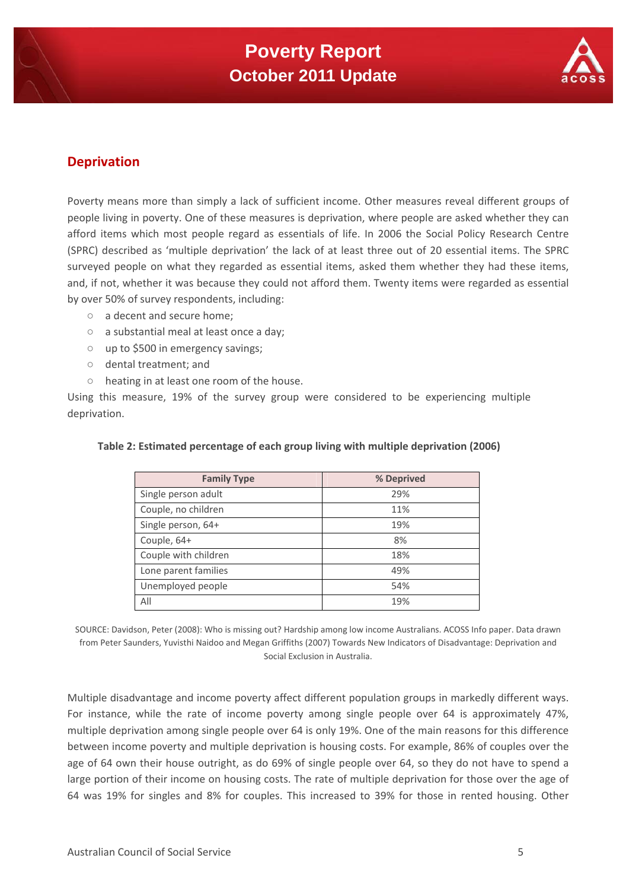## Deprivation

Poverty means more than simply a lack of sufficient income. Other measures reveal different groups of people living in poverty. One of these measures is deprivation, where people are asked whether they can afford items which most people regard as essentials of life. In 2006 the Social Policy Research Centre (SPRC) described as 'multiple deprivation' the lack of at least three out of 20 essential items. The SPRC surveyed people on what they regarded as essential items, asked them whether they had these items, and, if not, whether it was because they could not afford them. Twenty items were regarded as essential by over 50% of survey respondents, including:

- a decent and secure home;
- a substantial meal at least once a day;
- up to $500 in emergency savings;
- dental treatment; and
- heating in at least one room of the house.

Using this measure, 19% of the survey group were considered to be experiencing multiple deprivation.

**Table 2: Estimated percentage of each group living with multiple deprivation (2006)**

| Family Type | % Deprived |
|---|---|
| Single person adult | 29% |
| Couple, no children | 11% |
| Single person, 64+ | 19% |
| Couple, 64+ | 8% |
| Couple with children | 18% |
| Lone parent families | 49% |
| Unemployed people | 54% |
| All | 19% |

SOURCE: Davidson, Peter (2008): Who is missing out? Hardship among low income Australians. ACOSS Info paper. Data drawn from Peter Saunders, Yuvisthi Naidoo and Megan Griffiths (2007) Towards New Indicators of Disadvantage: Deprivation and Social Exclusion in Australia.

Multiple disadvantage and income poverty affect different population groups in markedly different ways. For instance, while the rate of income poverty among single people over 64 is approximately 47%, multiple deprivation among single people over 64 is only 19%. One of the main reasons for this difference between income poverty and multiple deprivation is housing costs. For example, 86% of couples over the age of 64 own their house outright, as do 69% of single people over 64, so they do not have to spend a large portion of their income on housing costs. The rate of multiple deprivation for those over the age of 64 was 19% for singles and 8% for couples. This increased to 39% for those in rented housing. Other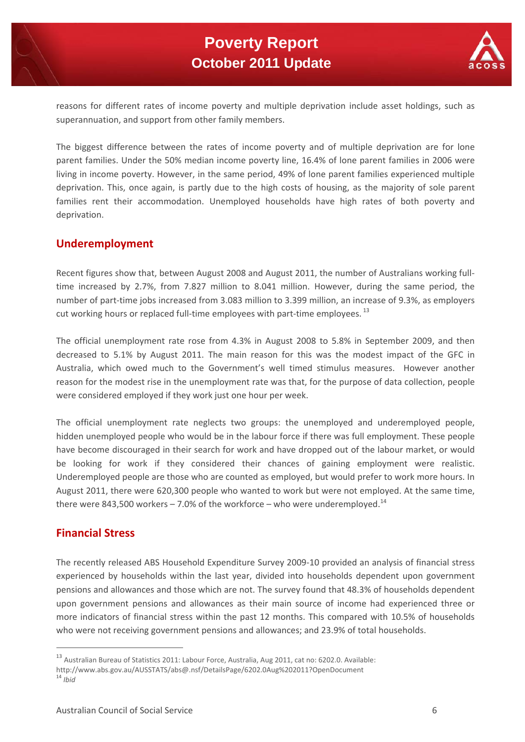reasons for different rates of income poverty and multiple deprivation include asset holdings, such as superannuation, and support from other family members.

The biggest difference between the rates of income poverty and of multiple deprivation are for lone parent families. Under the 50% median income poverty line, 16.4% of lone parent families in 2006 were living in income poverty. However, in the same period, 49% of lone parent families experienced multiple deprivation. This, once again, is partly due to the high costs of housing, as the majority of sole parent families rent their accommodation. Unemployed households have high rates of both poverty and deprivation.

## Underemployment

Recent figures show that, between August 2008 and August 2011, the number of Australians working full-time increased by 2.7%, from 7.827 million to 8.041 million. However, during the same period, the number of part-time jobs increased from 3.083 million to 3.399 million, an increase of 9.3%, as employers cut working hours or replaced full-time employees with part-time employees. [13]

The official unemployment rate rose from 4.3% in August 2008 to 5.8% in September 2009, and then decreased to 5.1% by August 2011. The main reason for this was the modest impact of the GFC in Australia, which owed much to the Government's well timed stimulus measures. However another reason for the modest rise in the unemployment rate was that, for the purpose of data collection, people were considered employed if they work just one hour per week.

The official unemployment rate neglects two groups: the unemployed and underemployed people, hidden unemployed people who would be in the labour force if there was full employment. These people have become discouraged in their search for work and have dropped out of the labour market, or would be looking for work if they considered their chances of gaining employment were realistic. Underemployed people are those who are counted as employed, but would prefer to work more hours. In August 2011, there were 620,300 people who wanted to work but were not employed. At the same time, there were 843,500 workers – 7.0% of the workforce – who were underemployed.[14]

## Financial Stress

The recently released ABS Household Expenditure Survey 2009-10 provided an analysis of financial stress experienced by households within the last year, divided into households dependent upon government pensions and allowances and those which are not. The survey found that 48.3% of households dependent upon government pensions and allowances as their main source of income had experienced three or more indicators of financial stress within the past 12 months. This compared with 10.5% of households who were not receiving government pensions and allowances; and 23.9% of total households.

---

[13] Australian Bureau of Statistics 2011: Labour Force, Australia, Aug 2011, cat no: 6202.0. Available: http://www.abs.gov.au/AUSSTATS/abs@.nsf/DetailsPage/6202.0Aug%202011?OpenDocument

[14] *Ibid*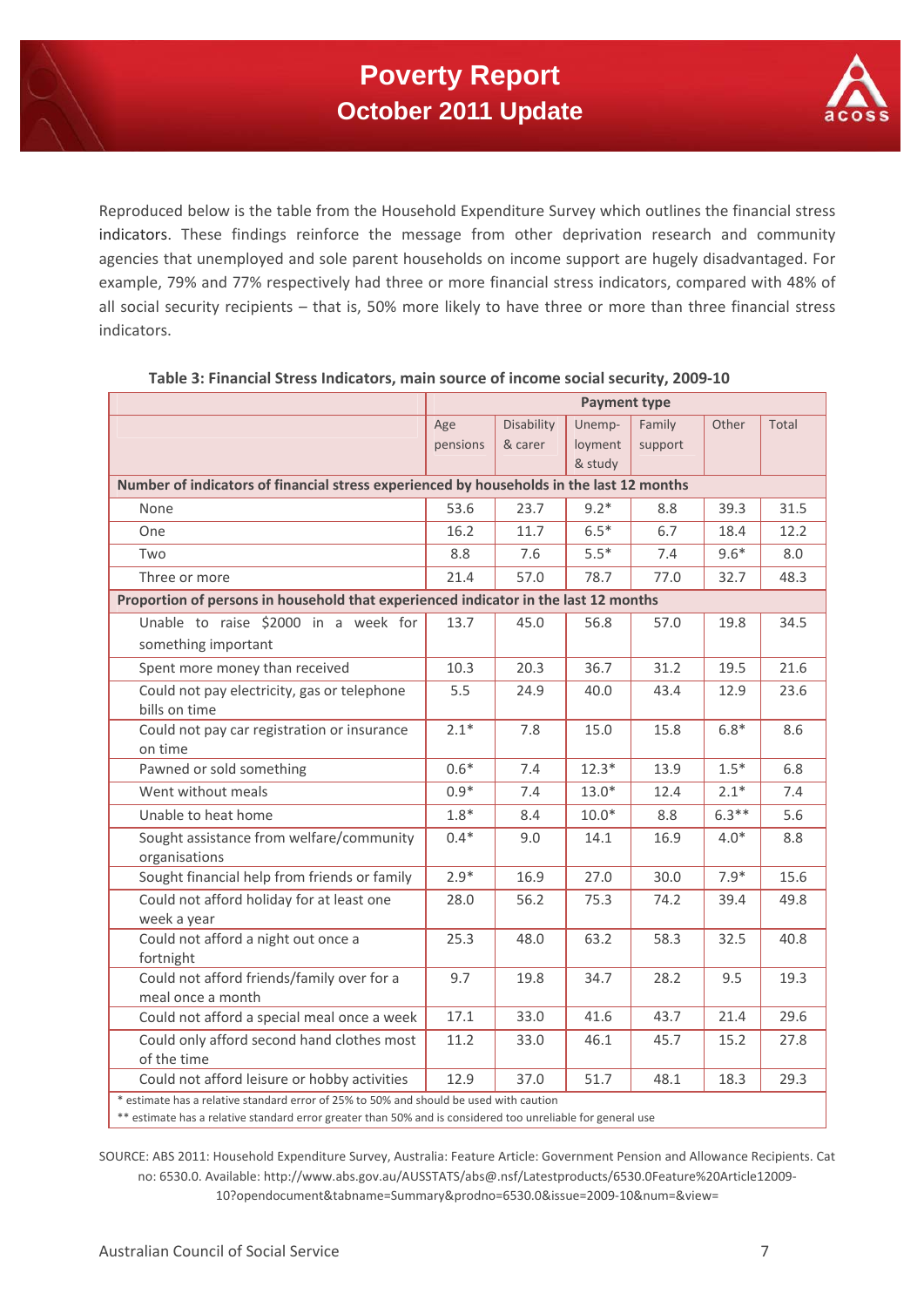Reproduced below is the table from the Household Expenditure Survey which outlines the financial stress indicators. These findings reinforce the message from other deprivation research and community agencies that unemployed and sole parent households on income support are hugely disadvantaged. For example, 79% and 77% respectively had three or more financial stress indicators, compared with 48% of all social security recipients – that is, 50% more likely to have three or more than three financial stress indicators.

**Table 3: Financial Stress Indicators, main source of income social security, 2009-10**

| | Payment type | | | | | |
|---|---|---|---|---|---|---|
| | Age pensions | Disability & carer | Unemp-loyment & study | Family support | Other | Total |
| **Number of indicators of financial stress experienced by households in the last 12 months** | | | | | | |
| None | 53.6 | 23.7 | 9.2* | 8.8 | 39.3 | 31.5 |
| One | 16.2 | 11.7 | 6.5* | 6.7 | 18.4 | 12.2 |
| Two | 8.8 | 7.6 | 5.5* | 7.4 | 9.6* | 8.0 |
| Three or more | 21.4 | 57.0 | 78.7 | 77.0 | 32.7 | 48.3 |
| **Proportion of persons in household that experienced indicator in the last 12 months** | | | | | | |
| Unable to raise $2000 in a week for something important | 13.7 | 45.0 | 56.8 | 57.0 | 19.8 | 34.5 |
| Spent more money than received | 10.3 | 20.3 | 36.7 | 31.2 | 19.5 | 21.6 |
| Could not pay electricity, gas or telephone bills on time | 5.5 | 24.9 | 40.0 | 43.4 | 12.9 | 23.6 |
| Could not pay car registration or insurance on time | 2.1* | 7.8 | 15.0 | 15.8 | 6.8* | 8.6 |
| Pawned or sold something | 0.6* | 7.4 | 12.3* | 13.9 | 1.5* | 6.8 |
| Went without meals | 0.9* | 7.4 | 13.0* | 12.4 | 2.1* | 7.4 |
| Unable to heat home | 1.8* | 8.4 | 10.0* | 8.8 | 6.3** | 5.6 |
| Sought assistance from welfare/community organisations | 0.4* | 9.0 | 14.1 | 16.9 | 4.0* | 8.8 |
| Sought financial help from friends or family | 2.9* | 16.9 | 27.0 | 30.0 | 7.9* | 15.6 |
| Could not afford holiday for at least one week a year | 28.0 | 56.2 | 75.3 | 74.2 | 39.4 | 49.8 |
| Could not afford a night out once a fortnight | 25.3 | 48.0 | 63.2 | 58.3 | 32.5 | 40.8 |
| Could not afford friends/family over for a meal once a month | 9.7 | 19.8 | 34.7 | 28.2 | 9.5 | 19.3 |
| Could not afford a special meal once a week | 17.1 | 33.0 | 41.6 | 43.7 | 21.4 | 29.6 |
| Could only afford second hand clothes most of the time | 11.2 | 33.0 | 46.1 | 45.7 | 15.2 | 27.8 |
| Could not afford leisure or hobby activities | 12.9 | 37.0 | 51.7 | 48.1 | 18.3 | 29.3 |

* estimate has a relative standard error of 25% to 50% and should be used with caution
** estimate has a relative standard error greater than 50% and is considered too unreliable for general use

SOURCE: ABS 2011: Household Expenditure Survey, Australia: Feature Article: Government Pension and Allowance Recipients. Cat no: 6530.0. Available: http://www.abs.gov.au/AUSSTATS/abs@.nsf/Latestproducts/6530.0Feature%20Article12009-10?opendocument&tabname=Summary&prodno=6530.0&issue=2009-10&num=&view=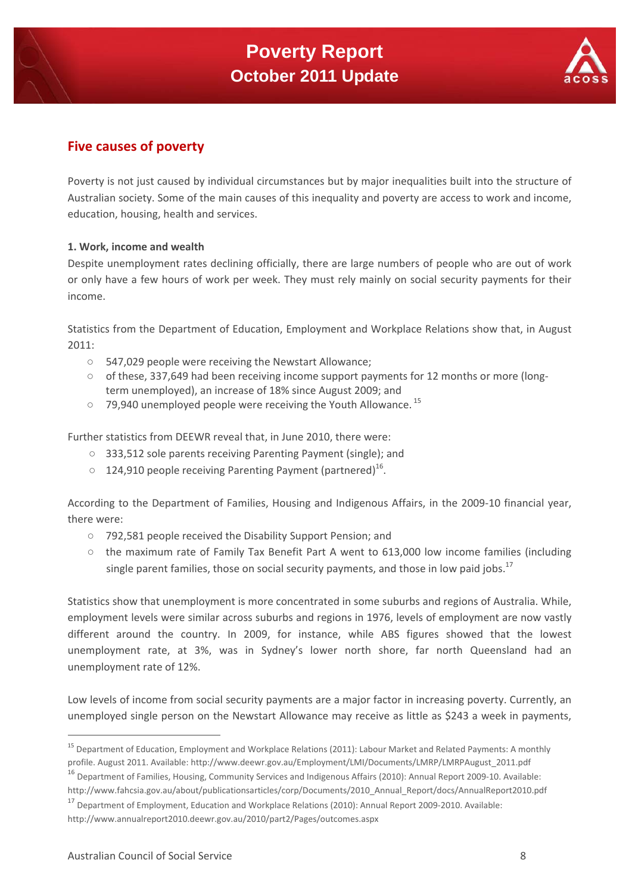## Five causes of poverty

Poverty is not just caused by individual circumstances but by major inequalities built into the structure of Australian society. Some of the main causes of this inequality and poverty are access to work and income, education, housing, health and services.

**1. Work, income and wealth**

Despite unemployment rates declining officially, there are large numbers of people who are out of work or only have a few hours of work per week. They must rely mainly on social security payments for their income.

Statistics from the Department of Education, Employment and Workplace Relations show that, in August 2011:

- 547,029 people were receiving the Newstart Allowance;
- of these, 337,649 had been receiving income support payments for 12 months or more (long-term unemployed), an increase of 18% since August 2009; and
- 79,940 unemployed people were receiving the Youth Allowance. [15]

Further statistics from DEEWR reveal that, in June 2010, there were:

- 333,512 sole parents receiving Parenting Payment (single); and
- 124,910 people receiving Parenting Payment (partnered)[16].

According to the Department of Families, Housing and Indigenous Affairs, in the 2009-10 financial year, there were:

- 792,581 people received the Disability Support Pension; and
- the maximum rate of Family Tax Benefit Part A went to 613,000 low income families (including single parent families, those on social security payments, and those in low paid jobs.[17]

Statistics show that unemployment is more concentrated in some suburbs and regions of Australia. While, employment levels were similar across suburbs and regions in 1976, levels of employment are now vastly different around the country. In 2009, for instance, while ABS figures showed that the lowest unemployment rate, at 3%, was in Sydney's lower north shore, far north Queensland had an unemployment rate of 12%.

Low levels of income from social security payments are a major factor in increasing poverty. Currently, an unemployed single person on the Newstart Allowance may receive as little as $243 a week in payments,

---

[15] Department of Education, Employment and Workplace Relations (2011): Labour Market and Related Payments: A monthly profile. August 2011. Available: http://www.deewr.gov.au/Employment/LMI/Documents/LMRP/LMRPAugust_2011.pdf

[16] Department of Families, Housing, Community Services and Indigenous Affairs (2010): Annual Report 2009-10. Available: http://www.fahcsia.gov.au/about/publicationsarticles/corp/Documents/2010_Annual_Report/docs/AnnualReport2010.pdf

[17] Department of Employment, Education and Workplace Relations (2010): Annual Report 2009-2010. Available: http://www.annualreport2010.deewr.gov.au/2010/part2/Pages/outcomes.aspx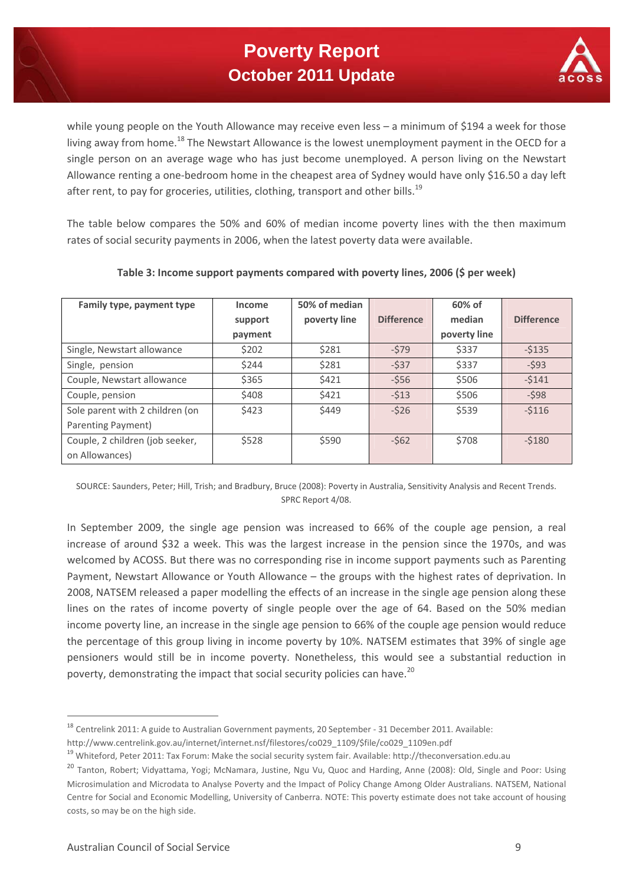while young people on the Youth Allowance may receive even less – a minimum of $194 a week for those living away from home.[18] The Newstart Allowance is the lowest unemployment payment in the OECD for a single person on an average wage who has just become unemployed. A person living on the Newstart Allowance renting a one-bedroom home in the cheapest area of Sydney would have only $16.50 a day left after rent, to pay for groceries, utilities, clothing, transport and other bills.[19]

The table below compares the 50% and 60% of median income poverty lines with the then maximum rates of social security payments in 2006, when the latest poverty data were available.

**Table 3: Income support payments compared with poverty lines, 2006 ($ per week)**

| Family type, payment type | Income support payment | 50% of median poverty line | Difference | 60% of median poverty line | Difference |
|---|---|---|---|---|---|
| Single, Newstart allowance | $202 | $281 | -$79 | $337 | -$135 |
| Single, pension | $244 | $281 | -$37 | $337 | -$93 |
| Couple, Newstart allowance | $365 | $421 | -$56 | $506 | -$141 |
| Couple, pension | $408 | $421 | -$13 | $506 | -$98 |
| Sole parent with 2 children (on Parenting Payment) | $423 | $449 | -$26 | $539 | -$116 |
| Couple, 2 children (job seeker, on Allowances) | $528 | $590 | -$62 | $708 | -$180 |

SOURCE: Saunders, Peter; Hill, Trish; and Bradbury, Bruce (2008): Poverty in Australia, Sensitivity Analysis and Recent Trends. SPRC Report 4/08.

In September 2009, the single age pension was increased to 66% of the couple age pension, a real increase of around $32 a week. This was the largest increase in the pension since the 1970s, and was welcomed by ACOSS. But there was no corresponding rise in income support payments such as Parenting Payment, Newstart Allowance or Youth Allowance – the groups with the highest rates of deprivation. In 2008, NATSEM released a paper modelling the effects of an increase in the single age pension along these lines on the rates of income poverty of single people over the age of 64. Based on the 50% median income poverty line, an increase in the single age pension to 66% of the couple age pension would reduce the percentage of this group living in income poverty by 10%. NATSEM estimates that 39% of single age pensioners would still be in income poverty. Nonetheless, this would see a substantial reduction in poverty, demonstrating the impact that social security policies can have.[20]

---

[18] Centrelink 2011: A guide to Australian Government payments, 20 September - 31 December 2011. Available: http://www.centrelink.gov.au/internet/internet.nsf/filestores/co029_1109/$file/co029_1109en.pdf

[19] Whiteford, Peter 2011: Tax Forum: Make the social security system fair. Available: http://theconversation.edu.au

[20] Tanton, Robert; Vidyattama, Yogi; McNamara, Justine, Ngu Vu, Quoc and Harding, Anne (2008): Old, Single and Poor: Using Microsimulation and Microdata to Analyse Poverty and the Impact of Policy Change Among Older Australians. NATSEM, National Centre for Social and Economic Modelling, University of Canberra. NOTE: This poverty estimate does not take account of housing costs, so may be on the high side.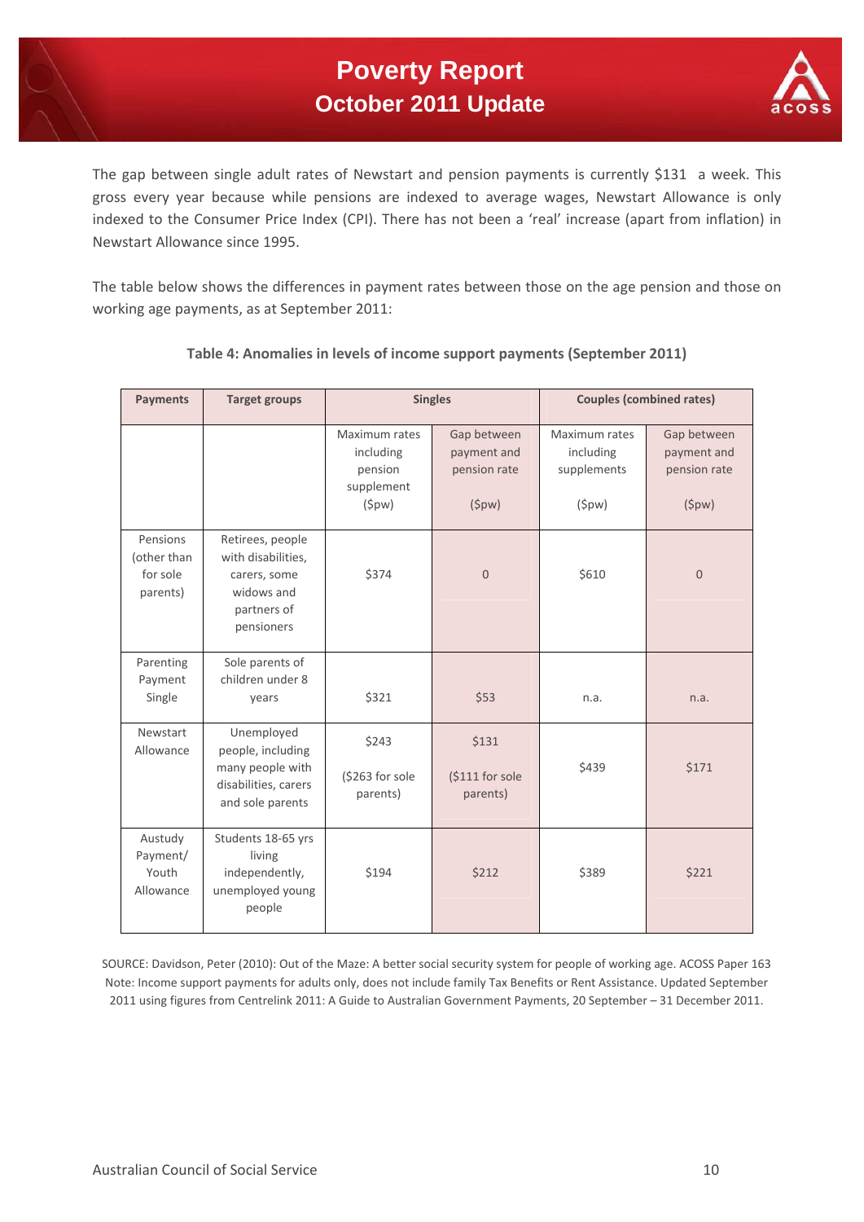The gap between single adult rates of Newstart and pension payments is currently $131 a week. This gross every year because while pensions are indexed to average wages, Newstart Allowance is only indexed to the Consumer Price Index (CPI). There has not been a 'real' increase (apart from inflation) in Newstart Allowance since 1995.

The table below shows the differences in payment rates between those on the age pension and those on working age payments, as at September 2011:

**Table 4: Anomalies in levels of income support payments (September 2011)**

| Payments | Target groups | Singles | | Couples (combined rates) | |
|---|---|---|---|---|---|
| | | Maximum rates including pension supplement ($pw) | Gap between payment and pension rate ($pw) | Maximum rates including supplements ($pw) | Gap between payment and pension rate ($pw) |
| Pensions (other than for sole parents) | Retirees, people with disabilities, carers, some widows and partners of pensioners | $374 | 0 | $610 | 0 |
| Parenting Payment Single | Sole parents of children under 8 years | $321 | $53 | n.a. | n.a. |
| Newstart Allowance | Unemployed people, including many people with disabilities, carers and sole parents | $243 ($263 for sole parents) | $131 ($111 for sole parents) | $439 | $171 |
| Austudy Payment/ Youth Allowance | Students 18-65 yrs living independently, unemployed young people | $194 | $212 | $389 | $221 |

SOURCE: Davidson, Peter (2010): Out of the Maze: A better social security system for people of working age. ACOSS Paper 163
Note: Income support payments for adults only, does not include family Tax Benefits or Rent Assistance. Updated September 2011 using figures from Centrelink 2011: A Guide to Australian Government Payments, 20 September – 31 December 2011.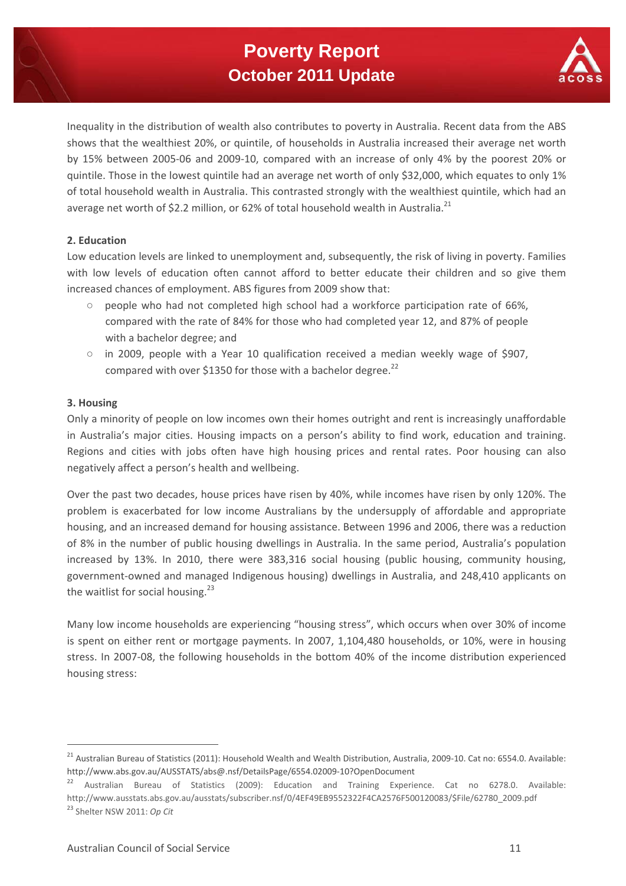Inequality in the distribution of wealth also contributes to poverty in Australia. Recent data from the ABS shows that the wealthiest 20%, or quintile, of households in Australia increased their average net worth by 15% between 2005-06 and 2009-10, compared with an increase of only 4% by the poorest 20% or quintile. Those in the lowest quintile had an average net worth of only $32,000, which equates to only 1% of total household wealth in Australia. This contrasted strongly with the wealthiest quintile, which had an average net worth of $2.2 million, or 62% of total household wealth in Australia.[21]

**2. Education**

Low education levels are linked to unemployment and, subsequently, the risk of living in poverty. Families with low levels of education often cannot afford to better educate their children and so give them increased chances of employment. ABS figures from 2009 show that:

- people who had not completed high school had a workforce participation rate of 66%, compared with the rate of 84% for those who had completed year 12, and 87% of people with a bachelor degree; and
- in 2009, people with a Year 10 qualification received a median weekly wage of $907, compared with over $1350 for those with a bachelor degree.[22]

**3. Housing**

Only a minority of people on low incomes own their homes outright and rent is increasingly unaffordable in Australia's major cities. Housing impacts on a person's ability to find work, education and training. Regions and cities with jobs often have high housing prices and rental rates. Poor housing can also negatively affect a person's health and wellbeing.

Over the past two decades, house prices have risen by 40%, while incomes have risen by only 120%. The problem is exacerbated for low income Australians by the undersupply of affordable and appropriate housing, and an increased demand for housing assistance. Between 1996 and 2006, there was a reduction of 8% in the number of public housing dwellings in Australia. In the same period, Australia's population increased by 13%. In 2010, there were 383,316 social housing (public housing, community housing, government-owned and managed Indigenous housing) dwellings in Australia, and 248,410 applicants on the waitlist for social housing.[23]

Many low income households are experiencing "housing stress", which occurs when over 30% of income is spent on either rent or mortgage payments. In 2007, 1,104,480 households, or 10%, were in housing stress. In 2007-08, the following households in the bottom 40% of the income distribution experienced housing stress:

---

[21] Australian Bureau of Statistics (2011): Household Wealth and Wealth Distribution, Australia, 2009-10. Cat no: 6554.0. Available: http://www.abs.gov.au/AUSSTATS/abs@.nsf/DetailsPage/6554.02009-10?OpenDocument

[22] Australian Bureau of Statistics (2009): Education and Training Experience. Cat no 6278.0. Available: http://www.ausstats.abs.gov.au/ausstats/subscriber.nsf/0/4EF49EB9552322F4CA2576F500120083/$File/62780_2009.pdf

[23] Shelter NSW 2011: *Op Cit*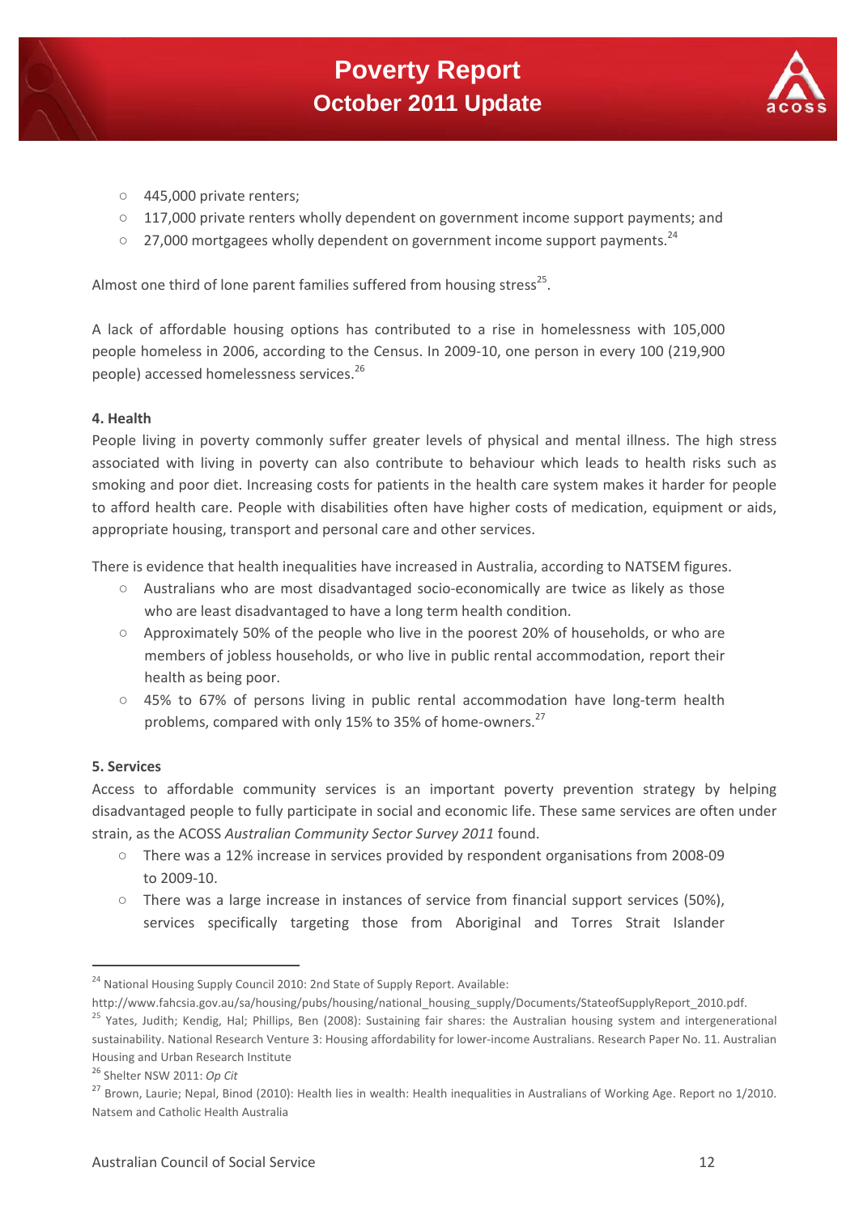- 445,000 private renters;
- 117,000 private renters wholly dependent on government income support payments; and
- 27,000 mortgagees wholly dependent on government income support payments.[24]

Almost one third of lone parent families suffered from housing stress[25].

A lack of affordable housing options has contributed to a rise in homelessness with 105,000 people homeless in 2006, according to the Census. In 2009-10, one person in every 100 (219,900 people) accessed homelessness services.[26]

**4. Health**

People living in poverty commonly suffer greater levels of physical and mental illness. The high stress associated with living in poverty can also contribute to behaviour which leads to health risks such as smoking and poor diet. Increasing costs for patients in the health care system makes it harder for people to afford health care. People with disabilities often have higher costs of medication, equipment or aids, appropriate housing, transport and personal care and other services.

There is evidence that health inequalities have increased in Australia, according to NATSEM figures.

- Australians who are most disadvantaged socio-economically are twice as likely as those who are least disadvantaged to have a long term health condition.
- Approximately 50% of the people who live in the poorest 20% of households, or who are members of jobless households, or who live in public rental accommodation, report their health as being poor.
- 45% to 67% of persons living in public rental accommodation have long-term health problems, compared with only 15% to 35% of home-owners.[27]

**5. Services**

Access to affordable community services is an important poverty prevention strategy by helping disadvantaged people to fully participate in social and economic life. These same services are often under strain, as the ACOSS *Australian Community Sector Survey 2011* found.

- There was a 12% increase in services provided by respondent organisations from 2008-09 to 2009-10.
- There was a large increase in instances of service from financial support services (50%), services specifically targeting those from Aboriginal and Torres Strait Islander

---

[24] National Housing Supply Council 2010: 2nd State of Supply Report. Available: http://www.fahcsia.gov.au/sa/housing/pubs/housing/national_housing_supply/Documents/StateofSupplyReport_2010.pdf.

[25] Yates, Judith; Kendig, Hal; Phillips, Ben (2008): Sustaining fair shares: the Australian housing system and intergenerational sustainability. National Research Venture 3: Housing affordability for lower-income Australians. Research Paper No. 11. Australian Housing and Urban Research Institute

[26] Shelter NSW 2011: *Op Cit*

[27] Brown, Laurie; Nepal, Binod (2010): Health lies in wealth: Health inequalities in Australians of Working Age. Report no 1/2010. Natsem and Catholic Health Australia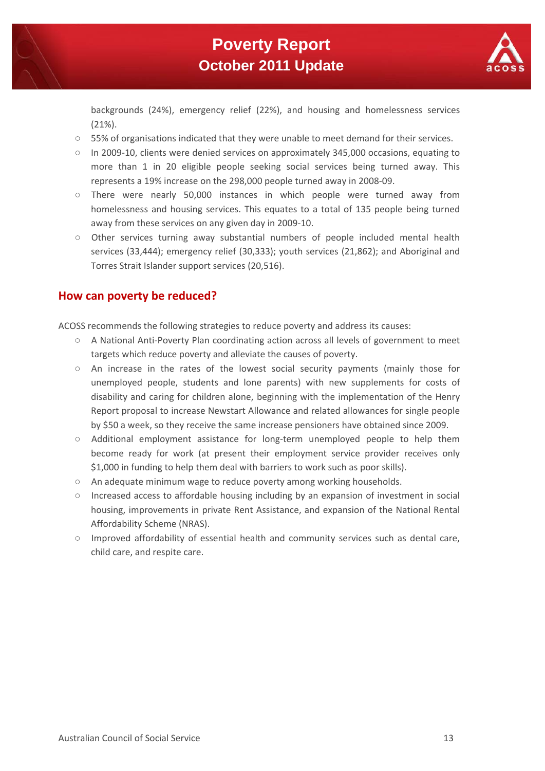backgrounds (24%), emergency relief (22%), and housing and homelessness services (21%).

- 55% of organisations indicated that they were unable to meet demand for their services.
- In 2009-10, clients were denied services on approximately 345,000 occasions, equating to more than 1 in 20 eligible people seeking social services being turned away. This represents a 19% increase on the 298,000 people turned away in 2008-09.
- There were nearly 50,000 instances in which people were turned away from homelessness and housing services. This equates to a total of 135 people being turned away from these services on any given day in 2009-10.
- Other services turning away substantial numbers of people included mental health services (33,444); emergency relief (30,333); youth services (21,862); and Aboriginal and Torres Strait Islander support services (20,516).

## How can poverty be reduced?

ACOSS recommends the following strategies to reduce poverty and address its causes:

- A National Anti-Poverty Plan coordinating action across all levels of government to meet targets which reduce poverty and alleviate the causes of poverty.
- An increase in the rates of the lowest social security payments (mainly those for unemployed people, students and lone parents) with new supplements for costs of disability and caring for children alone, beginning with the implementation of the Henry Report proposal to increase Newstart Allowance and related allowances for single people by $50 a week, so they receive the same increase pensioners have obtained since 2009.
- Additional employment assistance for long-term unemployed people to help them become ready for work (at present their employment service provider receives only $1,000 in funding to help them deal with barriers to work such as poor skills).
- An adequate minimum wage to reduce poverty among working households.
- Increased access to affordable housing including by an expansion of investment in social housing, improvements in private Rent Assistance, and expansion of the National Rental Affordability Scheme (NRAS).
- Improved affordability of essential health and community services such as dental care, child care, and respite care.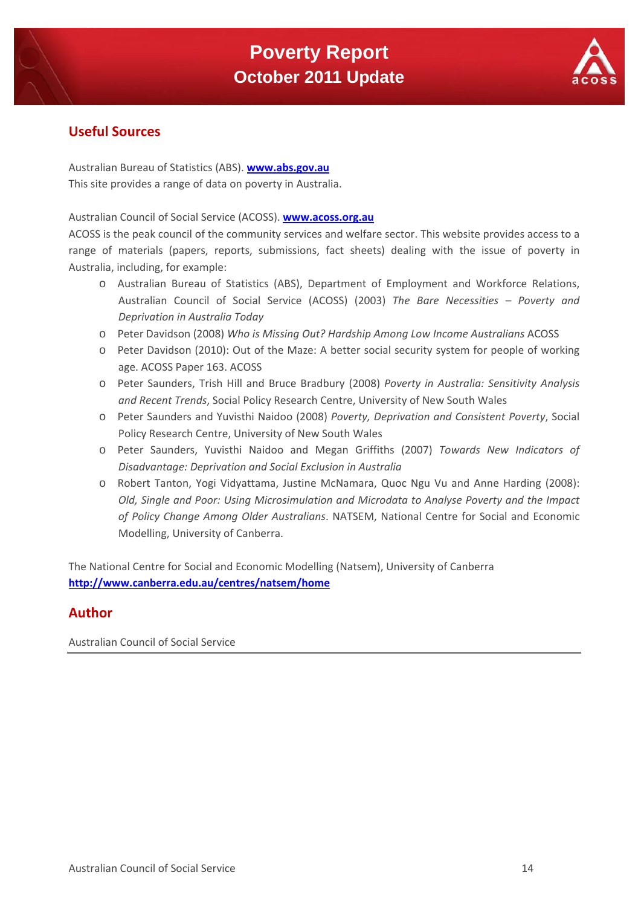## Useful Sources

Australian Bureau of Statistics (ABS). **www.abs.gov.au**
This site provides a range of data on poverty in Australia.

Australian Council of Social Service (ACOSS). **www.acoss.org.au**
ACOSS is the peak council of the community services and welfare sector. This website provides access to a range of materials (papers, reports, submissions, fact sheets) dealing with the issue of poverty in Australia, including, for example:

- Australian Bureau of Statistics (ABS), Department of Employment and Workforce Relations, Australian Council of Social Service (ACOSS) (2003) *The Bare Necessities – Poverty and Deprivation in Australia Today*
- Peter Davidson (2008) *Who is Missing Out? Hardship Among Low Income Australians* ACOSS
- Peter Davidson (2010): Out of the Maze: A better social security system for people of working age. ACOSS Paper 163. ACOSS
- Peter Saunders, Trish Hill and Bruce Bradbury (2008) *Poverty in Australia: Sensitivity Analysis and Recent Trends*, Social Policy Research Centre, University of New South Wales
- Peter Saunders and Yuvisthi Naidoo (2008) *Poverty, Deprivation and Consistent Poverty*, Social Policy Research Centre, University of New South Wales
- Peter Saunders, Yuvisthi Naidoo and Megan Griffiths (2007) *Towards New Indicators of Disadvantage: Deprivation and Social Exclusion in Australia*
- Robert Tanton, Yogi Vidyattama, Justine McNamara, Quoc Ngu Vu and Anne Harding (2008): *Old, Single and Poor: Using Microsimulation and Microdata to Analyse Poverty and the Impact of Policy Change Among Older Australians*. NATSEM, National Centre for Social and Economic Modelling, University of Canberra.

The National Centre for Social and Economic Modelling (Natsem), University of Canberra
**http://www.canberra.edu.au/centres/natsem/home**

## Author

Australian Council of Social Service